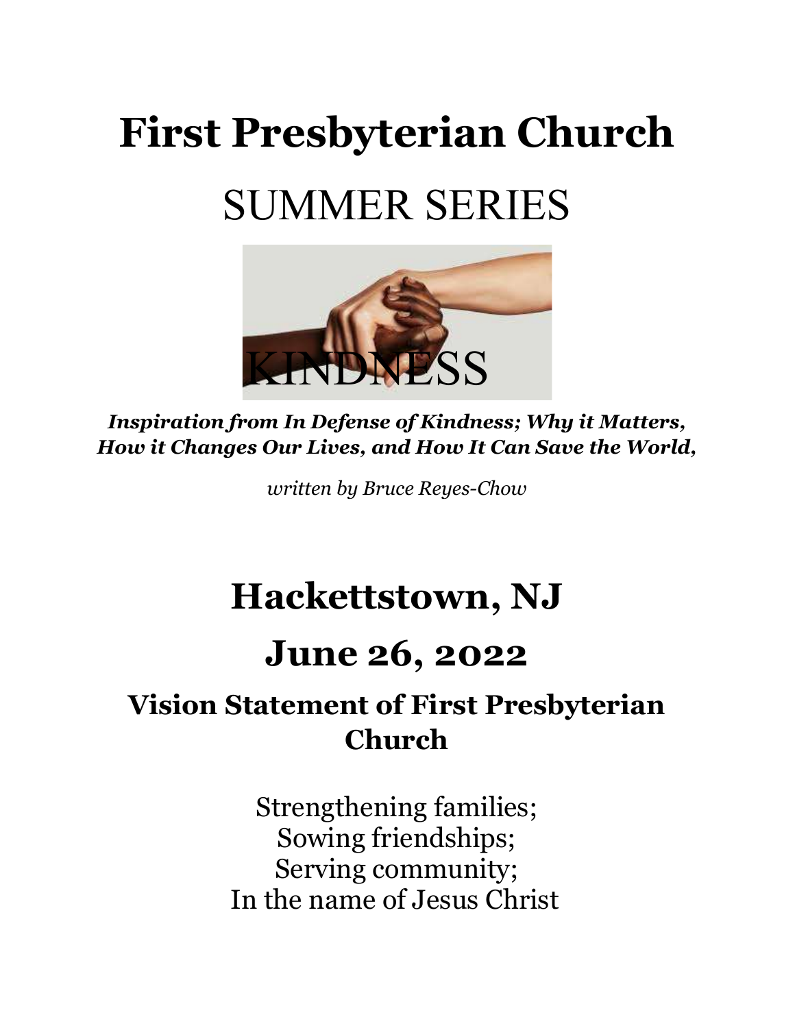# First Presbyterian Church

# SUMMER SERIES

KINDNESS

***Inspiration from In Defense of Kindness; Why it Matters, How it Changes Our Lives, and How It Can Save the World,***

*written by Bruce Reyes-Chow*

# Hackettstown, NJ

# June 26, 2022

## Vision Statement of First Presbyterian Church

Strengthening families;
Sowing friendships;
Serving community;
In the name of Jesus Christ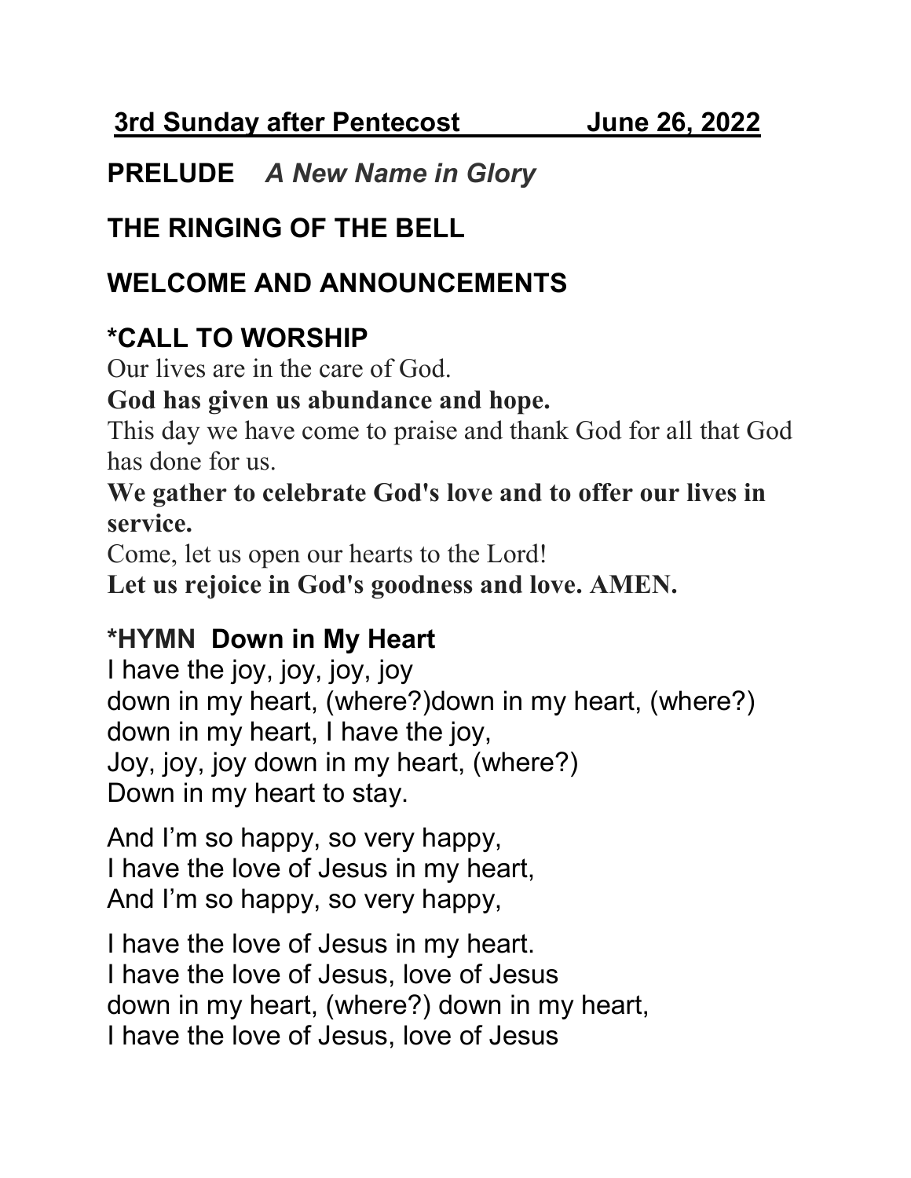**3rd Sunday after Pentecost June 26, 2022**

**PRELUDE** ***A New Name in Glory***

**THE RINGING OF THE BELL**

**WELCOME AND ANNOUNCEMENTS**

**\*CALL TO WORSHIP**

Our lives are in the care of God.
**God has given us abundance and hope.**
This day we have come to praise and thank God for all that God has done for us.
**We gather to celebrate God's love and to offer our lives in service.**
Come, let us open our hearts to the Lord!
**Let us rejoice in God's goodness and love. AMEN.**

**\*HYMN Down in My Heart**

I have the joy, joy, joy, joy
down in my heart, (where?)down in my heart, (where?)
down in my heart, I have the joy,
Joy, joy, joy down in my heart, (where?)
Down in my heart to stay.

And I'm so happy, so very happy,
I have the love of Jesus in my heart,
And I'm so happy, so very happy,

I have the love of Jesus in my heart.
I have the love of Jesus, love of Jesus
down in my heart, (where?) down in my heart,
I have the love of Jesus, love of Jesus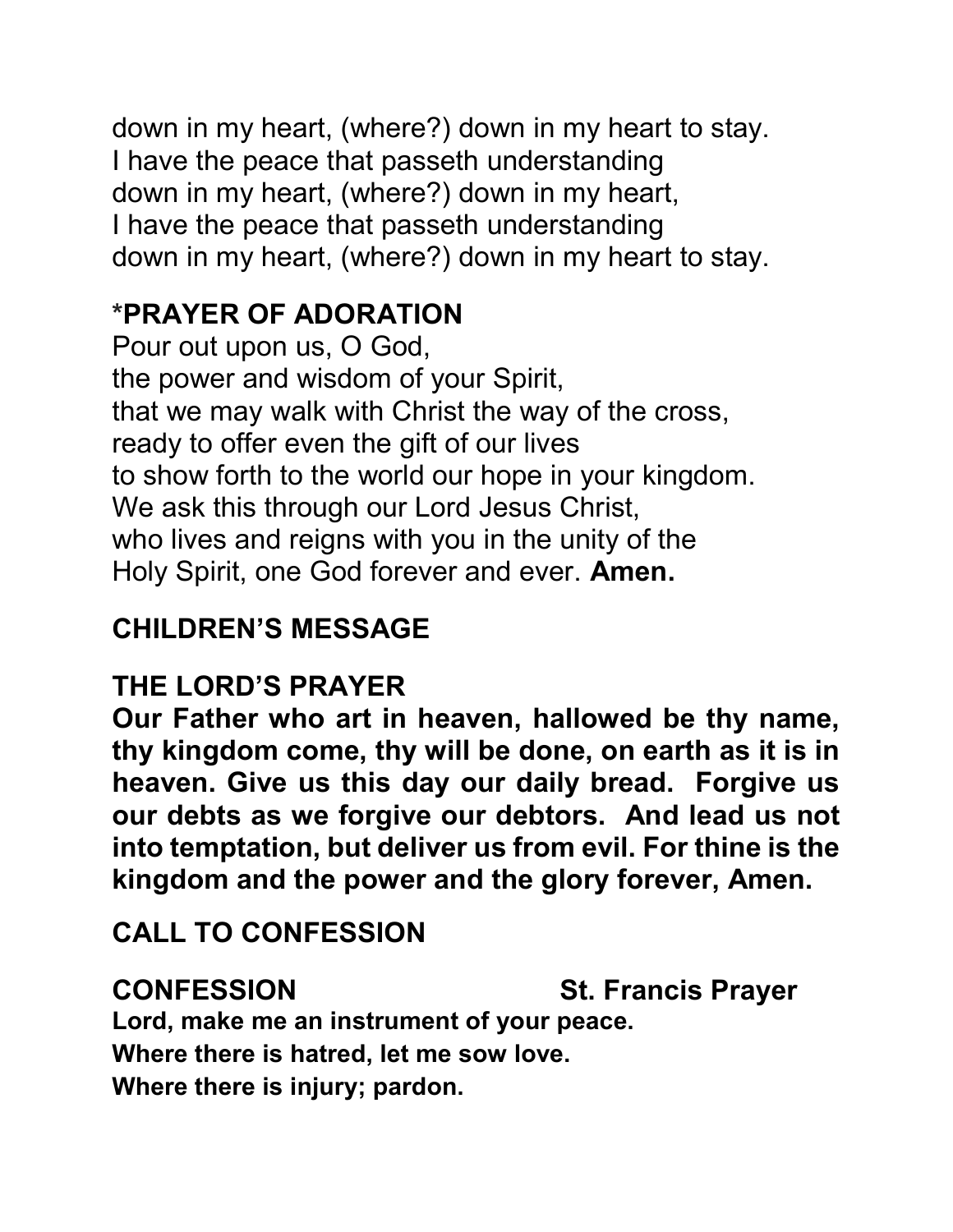down in my heart, (where?) down in my heart to stay.
I have the peace that passeth understanding
down in my heart, (where?) down in my heart,
I have the peace that passeth understanding
down in my heart, (where?) down in my heart to stay.

## *PRAYER OF ADORATION

Pour out upon us, O God,
the power and wisdom of your Spirit,
that we may walk with Christ the way of the cross,
ready to offer even the gift of our lives
to show forth to the world our hope in your kingdom.
We ask this through our Lord Jesus Christ,
who lives and reigns with you in the unity of the
Holy Spirit, one God forever and ever. **Amen.**

## CHILDREN'S MESSAGE

## THE LORD'S PRAYER

**Our Father who art in heaven, hallowed be thy name, thy kingdom come, thy will be done, on earth as it is in heaven. Give us this day our daily bread. Forgive us our debts as we forgive our debtors. And lead us not into temptation, but deliver us from evil. For thine is the kingdom and the power and the glory forever, Amen.**

## CALL TO CONFESSION

## CONFESSION St. Francis Prayer

**Lord, make me an instrument of your peace.**
**Where there is hatred, let me sow love.**
**Where there is injury; pardon.**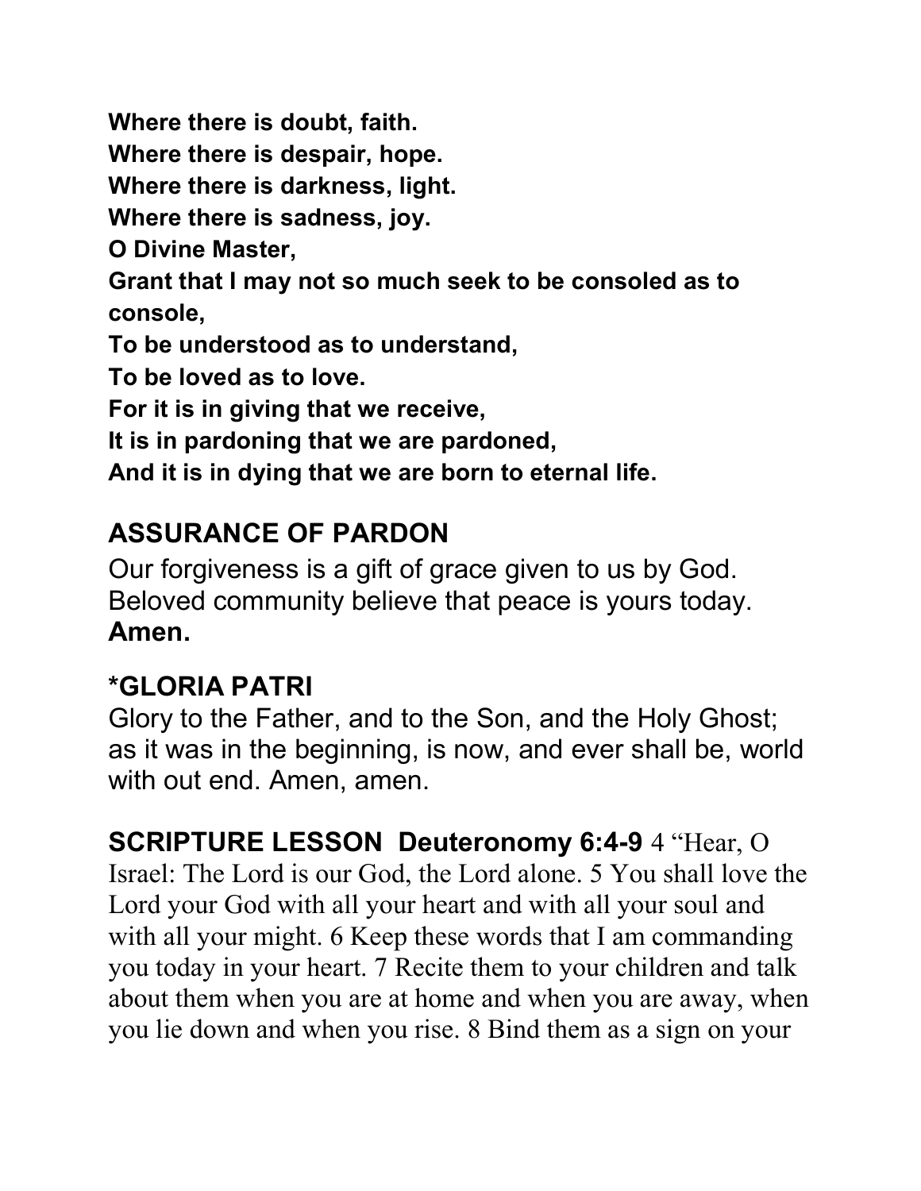**Where there is doubt, faith.**
**Where there is despair, hope.**
**Where there is darkness, light.**
**Where there is sadness, joy.**
**O Divine Master,**
**Grant that I may not so much seek to be consoled as to console,**
**To be understood as to understand,**
**To be loved as to love.**
**For it is in giving that we receive,**
**It is in pardoning that we are pardoned,**
**And it is in dying that we are born to eternal life.**

## ASSURANCE OF PARDON

Our forgiveness is a gift of grace given to us by God. Beloved community believe that peace is yours today. **Amen.**

## *GLORIA PATRI

Glory to the Father, and to the Son, and the Holy Ghost; as it was in the beginning, is now, and ever shall be, world with out end. Amen, amen.

**SCRIPTURE LESSON Deuteronomy 6:4-9** 4 "Hear, O Israel: The Lord is our God, the Lord alone. 5 You shall love the Lord your God with all your heart and with all your soul and with all your might. 6 Keep these words that I am commanding you today in your heart. 7 Recite them to your children and talk about them when you are at home and when you are away, when you lie down and when you rise. 8 Bind them as a sign on your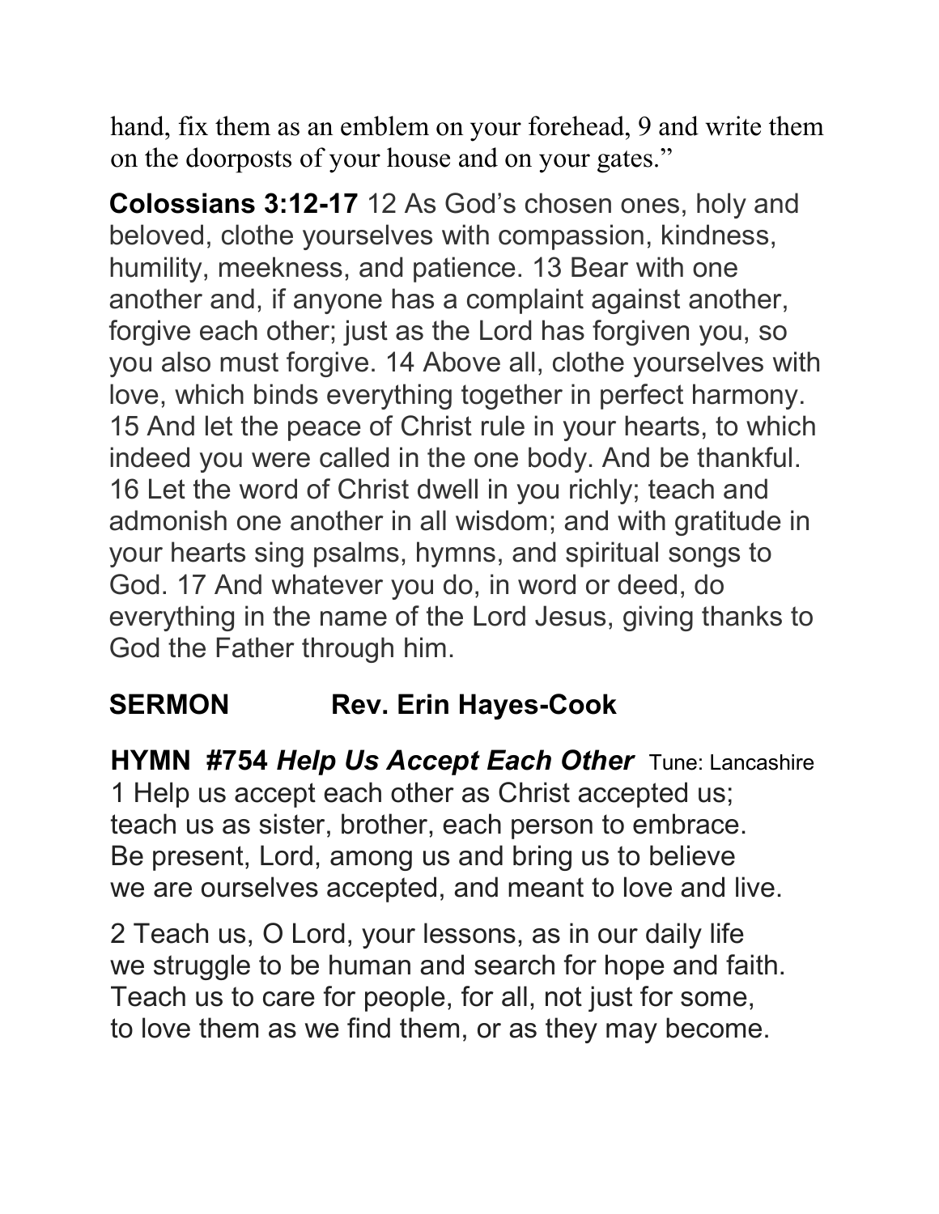hand, fix them as an emblem on your forehead, 9 and write them on the doorposts of your house and on your gates."

**Colossians 3:12-17** 12 As God's chosen ones, holy and beloved, clothe yourselves with compassion, kindness, humility, meekness, and patience. 13 Bear with one another and, if anyone has a complaint against another, forgive each other; just as the Lord has forgiven you, so you also must forgive. 14 Above all, clothe yourselves with love, which binds everything together in perfect harmony. 15 And let the peace of Christ rule in your hearts, to which indeed you were called in the one body. And be thankful. 16 Let the word of Christ dwell in you richly; teach and admonish one another in all wisdom; and with gratitude in your hearts sing psalms, hymns, and spiritual songs to God. 17 And whatever you do, in word or deed, do everything in the name of the Lord Jesus, giving thanks to God the Father through him.

## SERMON Rev. Erin Hayes-Cook

**HYMN #754 *Help Us Accept Each Other*** Tune: Lancashire

1 Help us accept each other as Christ accepted us;
teach us as sister, brother, each person to embrace.
Be present, Lord, among us and bring us to believe
we are ourselves accepted, and meant to love and live.

2 Teach us, O Lord, your lessons, as in our daily life
we struggle to be human and search for hope and faith.
Teach us to care for people, for all, not just for some,
to love them as we find them, or as they may become.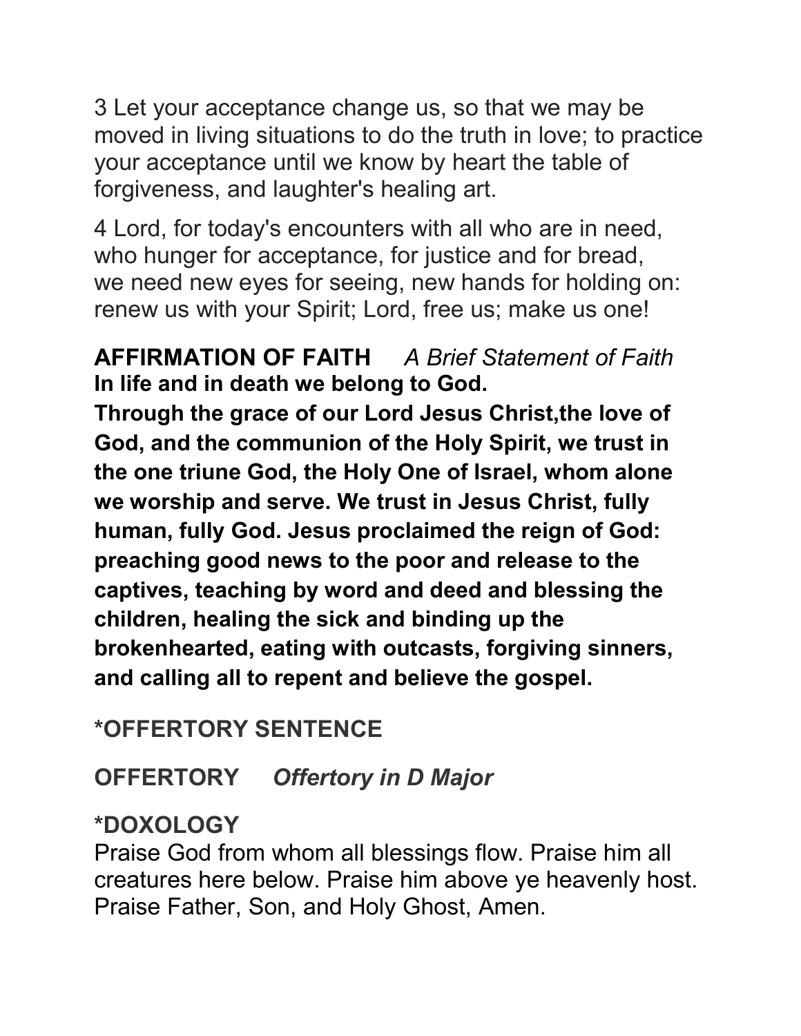3 Let your acceptance change us, so that we may be moved in living situations to do the truth in love; to practice your acceptance until we know by heart the table of forgiveness, and laughter's healing art.

4 Lord, for today's encounters with all who are in need, who hunger for acceptance, for justice and for bread, we need new eyes for seeing, new hands for holding on: renew us with your Spirit; Lord, free us; make us one!

**AFFIRMATION OF FAITH** *A Brief Statement of Faith*
**In life and in death we belong to God.**
**Through the grace of our Lord Jesus Christ,the love of God, and the communion of the Holy Spirit, we trust in the one triune God, the Holy One of Israel, whom alone we worship and serve. We trust in Jesus Christ, fully human, fully God. Jesus proclaimed the reign of God: preaching good news to the poor and release to the captives, teaching by word and deed and blessing the children, healing the sick and binding up the brokenhearted, eating with outcasts, forgiving sinners, and calling all to repent and believe the gospel.**

**\*OFFERTORY SENTENCE**

**OFFERTORY** ***Offertory in D Major***

**\*DOXOLOGY**
Praise God from whom all blessings flow. Praise him all creatures here below. Praise him above ye heavenly host. Praise Father, Son, and Holy Ghost, Amen.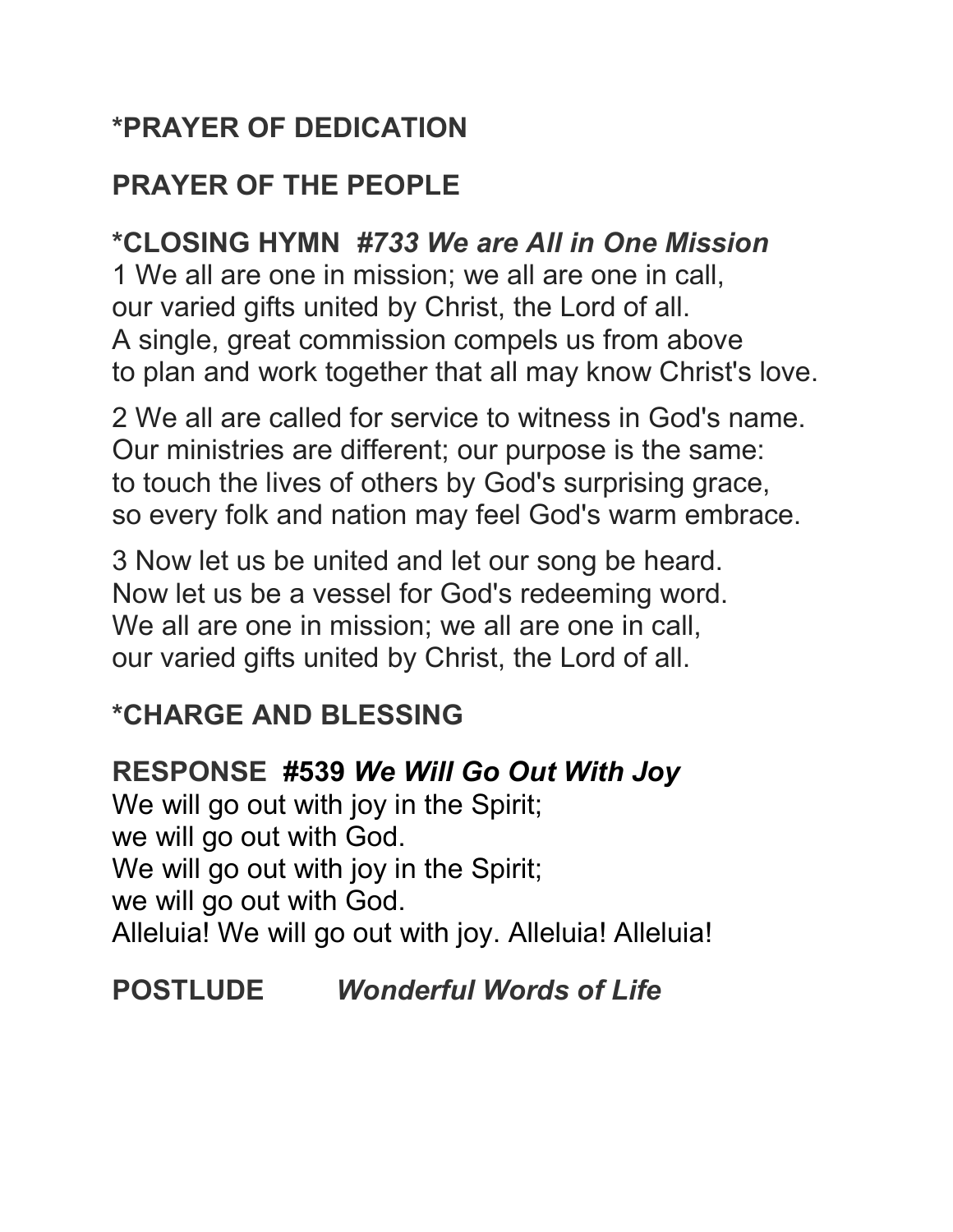**\*PRAYER OF DEDICATION**

**PRAYER OF THE PEOPLE**

**\*CLOSING HYMN** ***#733 We are All in One Mission***
1 We all are one in mission; we all are one in call,
our varied gifts united by Christ, the Lord of all.
A single, great commission compels us from above
to plan and work together that all may know Christ's love.

2 We all are called for service to witness in God's name.
Our ministries are different; our purpose is the same:
to touch the lives of others by God's surprising grace,
so every folk and nation may feel God's warm embrace.

3 Now let us be united and let our song be heard.
Now let us be a vessel for God's redeeming word.
We all are one in mission; we all are one in call,
our varied gifts united by Christ, the Lord of all.

**\*CHARGE AND BLESSING**

**RESPONSE #539** ***We Will Go Out With Joy***
We will go out with joy in the Spirit;
we will go out with God.
We will go out with joy in the Spirit;
we will go out with God.
Alleluia! We will go out with joy. Alleluia! Alleluia!

**POSTLUDE** ***Wonderful Words of Life***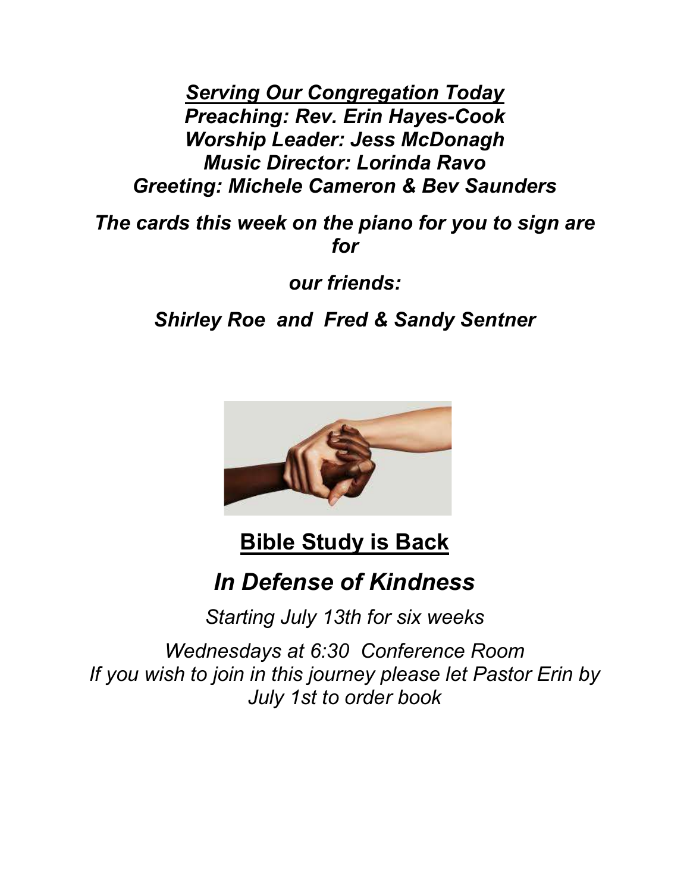***Serving Our Congregation Today***
***Preaching: Rev. Erin Hayes-Cook***
***Worship Leader: Jess McDonagh***
***Music Director: Lorinda Ravo***
***Greeting: Michele Cameron & Bev Saunders***

*The cards this week on the piano for you to sign are for*

*our friends:*

*Shirley Roe  and  Fred & Sandy Sentner*

## Bible Study is Back

## *In Defense of Kindness*

*Starting July 13th for six weeks*

*Wednesdays at 6:30  Conference Room*
*If you wish to join in this journey please let Pastor Erin by July 1st to order book*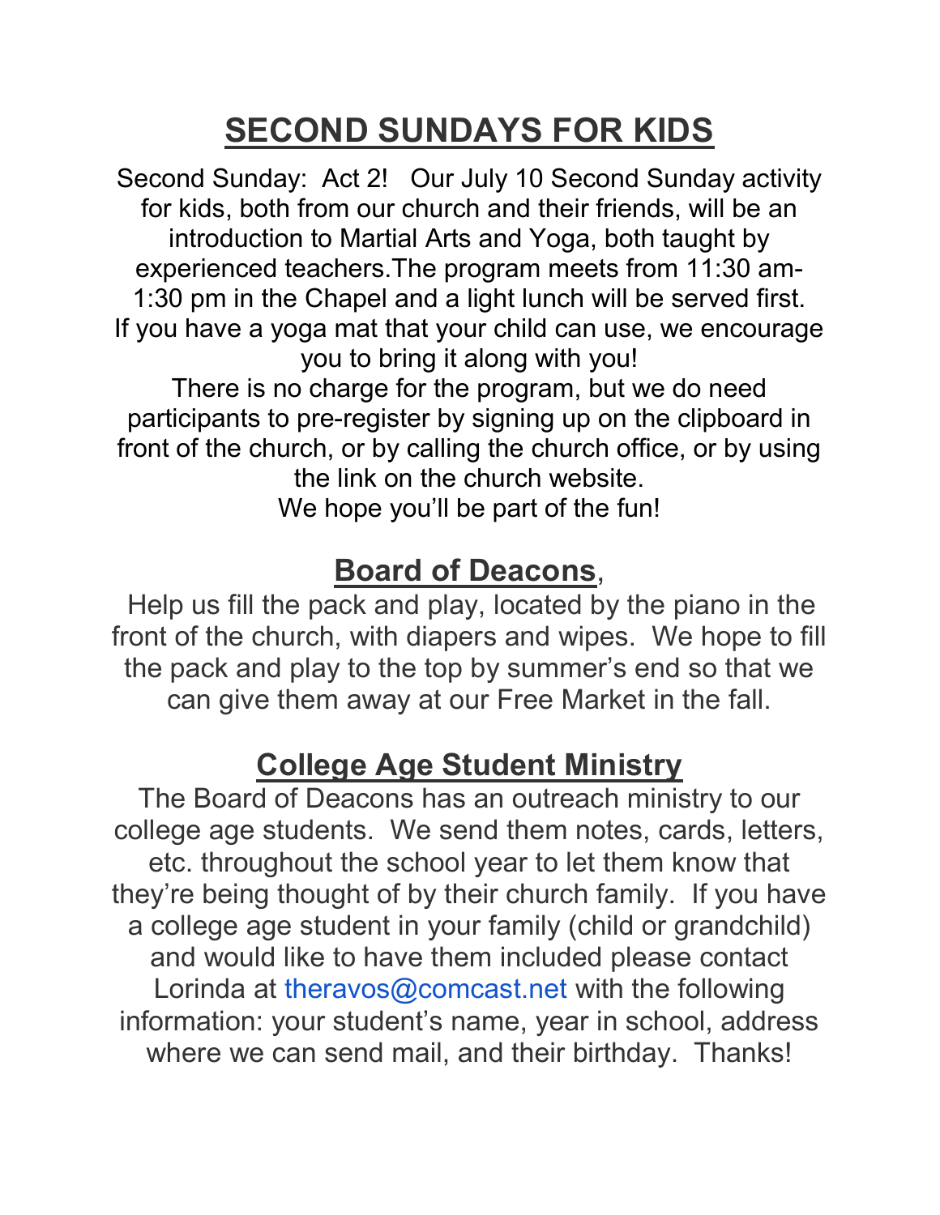# SECOND SUNDAYS FOR KIDS

Second Sunday: Act 2! Our July 10 Second Sunday activity for kids, both from our church and their friends, will be an introduction to Martial Arts and Yoga, both taught by experienced teachers.The program meets from 11:30 am-1:30 pm in the Chapel and a light lunch will be served first. If you have a yoga mat that your child can use, we encourage you to bring it along with you!

There is no charge for the program, but we do need participants to pre-register by signing up on the clipboard in front of the church, or by calling the church office, or by using the link on the church website.

We hope you'll be part of the fun!

## Board of Deacons,

Help us fill the pack and play, located by the piano in the front of the church, with diapers and wipes. We hope to fill the pack and play to the top by summer's end so that we can give them away at our Free Market in the fall.

## College Age Student Ministry

The Board of Deacons has an outreach ministry to our college age students. We send them notes, cards, letters, etc. throughout the school year to let them know that they're being thought of by their church family. If you have a college age student in your family (child or grandchild) and would like to have them included please contact Lorinda at theravos@comcast.net with the following information: your student's name, year in school, address where we can send mail, and their birthday. Thanks!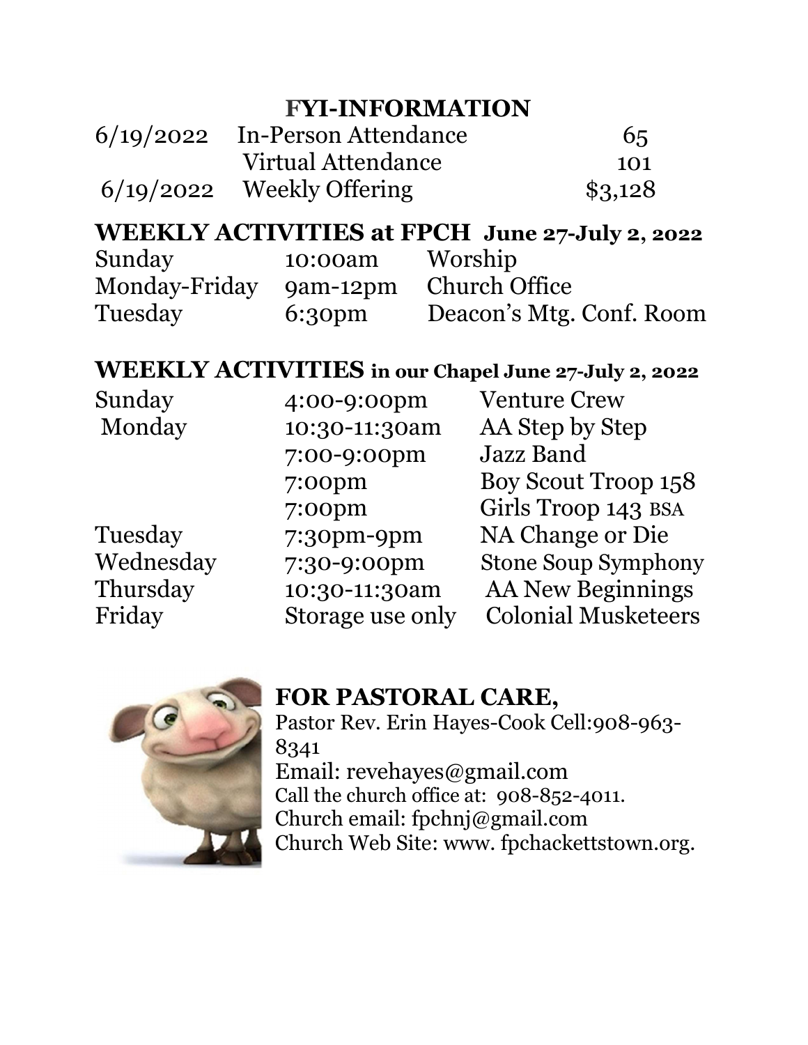## FYI-INFORMATION

| | | |
|---|---|---|
| 6/19/2022 | In-Person Attendance | 65 |
| | Virtual Attendance | 101 |
| 6/19/2022 | Weekly Offering | $3,128 |

## WEEKLY ACTIVITIES at FPCH June 27-July 2, 2022

| | | |
|---|---|---|
| Sunday | 10:00am | Worship |
| Monday-Friday | 9am-12pm | Church Office |
| Tuesday | 6:30pm | Deacon's Mtg. Conf. Room |

## WEEKLY ACTIVITIES in our Chapel June 27-July 2, 2022

| | | |
|---|---|---|
| Sunday | 4:00-9:00pm | Venture Crew |
| Monday | 10:30-11:30am | AA Step by Step |
| | 7:00-9:00pm | Jazz Band |
| | 7:00pm | Boy Scout Troop 158 |
| | 7:00pm | Girls Troop 143 BSA |
| Tuesday | 7:30pm-9pm | NA Change or Die |
| Wednesday | 7:30-9:00pm | Stone Soup Symphony |
| Thursday | 10:30-11:30am | AA New Beginnings |
| Friday | Storage use only | Colonial Musketeers |

## FOR PASTORAL CARE,

Pastor Rev. Erin Hayes-Cook Cell:908-963-8341

Email: revehayes@gmail.com

Call the church office at: 908-852-4011.

Church email: fpchnj@gmail.com

Church Web Site: www. fpchackettstown.org.